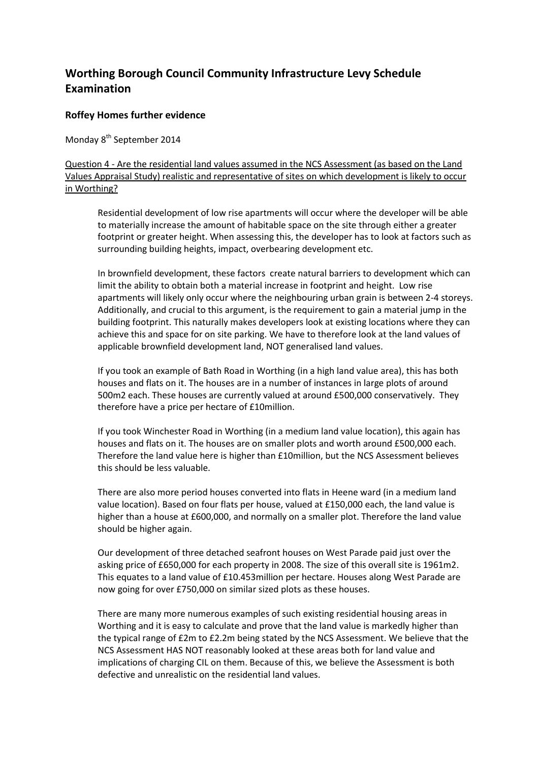# Worthing Borough Council Community Infrastructure Levy Schedule Examination

## Roffey Homes further evidence

Monday 8th September 2014

<u>Question 4 - Are the residential land values assumed in the NCS Assessment (as based on the Land Values Appraisal Study) realistic and representative of sites on which development is likely to occur in Worthing?</u>

Residential development of low rise apartments will occur where the developer will be able to materially increase the amount of habitable space on the site through either a greater footprint or greater height. When assessing this, the developer has to look at factors such as surrounding building heights, impact, overbearing development etc.

In brownfield development, these factors create natural barriers to development which can limit the ability to obtain both a material increase in footprint and height. Low rise apartments will likely only occur where the neighbouring urban grain is between 2-4 storeys. Additionally, and crucial to this argument, is the requirement to gain a material jump in the building footprint. This naturally makes developers look at existing locations where they can achieve this and space for on site parking. We have to therefore look at the land values of applicable brownfield development land, NOT generalised land values.

If you took an example of Bath Road in Worthing (in a high land value area), this has both houses and flats on it. The houses are in a number of instances in large plots of around 500m2 each. These houses are currently valued at around £500,000 conservatively. They therefore have a price per hectare of £10million.

If you took Winchester Road in Worthing (in a medium land value location), this again has houses and flats on it. The houses are on smaller plots and worth around £500,000 each. Therefore the land value here is higher than £10million, but the NCS Assessment believes this should be less valuable.

There are also more period houses converted into flats in Heene ward (in a medium land value location). Based on four flats per house, valued at £150,000 each, the land value is higher than a house at £600,000, and normally on a smaller plot. Therefore the land value should be higher again.

Our development of three detached seafront houses on West Parade paid just over the asking price of £650,000 for each property in 2008. The size of this overall site is 1961m2. This equates to a land value of £10.453million per hectare. Houses along West Parade are now going for over £750,000 on similar sized plots as these houses.

There are many more numerous examples of such existing residential housing areas in Worthing and it is easy to calculate and prove that the land value is markedly higher than the typical range of £2m to £2.2m being stated by the NCS Assessment. We believe that the NCS Assessment HAS NOT reasonably looked at these areas both for land value and implications of charging CIL on them. Because of this, we believe the Assessment is both defective and unrealistic on the residential land values.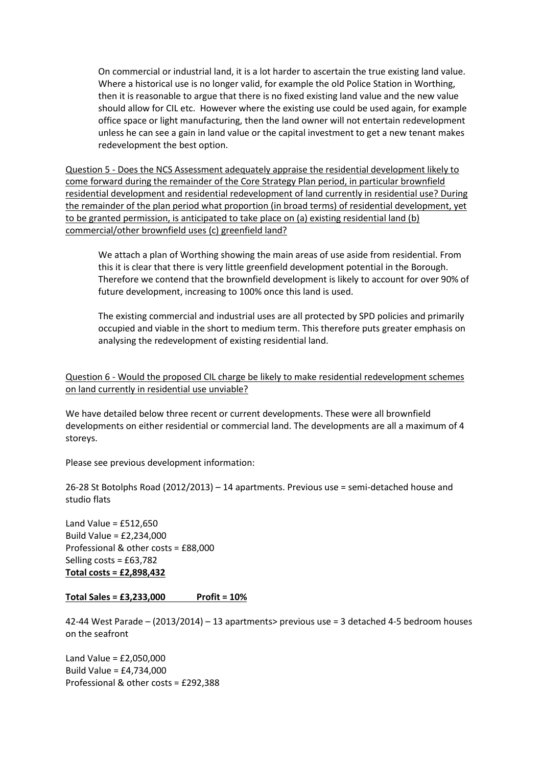On commercial or industrial land, it is a lot harder to ascertain the true existing land value. Where a historical use is no longer valid, for example the old Police Station in Worthing, then it is reasonable to argue that there is no fixed existing land value and the new value should allow for CIL etc. However where the existing use could be used again, for example office space or light manufacturing, then the land owner will not entertain redevelopment unless he can see a gain in land value or the capital investment to get a new tenant makes redevelopment the best option.

<u>Question 5 - Does the NCS Assessment adequately appraise the residential development likely to come forward during the remainder of the Core Strategy Plan period, in particular brownfield residential development and residential redevelopment of land currently in residential use? During the remainder of the plan period what proportion (in broad terms) of residential development, yet to be granted permission, is anticipated to take place on (a) existing residential land (b) commercial/other brownfield uses (c) greenfield land?</u>

We attach a plan of Worthing showing the main areas of use aside from residential. From this it is clear that there is very little greenfield development potential in the Borough. Therefore we contend that the brownfield development is likely to account for over 90% of future development, increasing to 100% once this land is used.

The existing commercial and industrial uses are all protected by SPD policies and primarily occupied and viable in the short to medium term. This therefore puts greater emphasis on analysing the redevelopment of existing residential land.

<u>Question 6 - Would the proposed CIL charge be likely to make residential redevelopment schemes on land currently in residential use unviable?</u>

We have detailed below three recent or current developments. These were all brownfield developments on either residential or commercial land. The developments are all a maximum of 4 storeys.

Please see previous development information:

26-28 St Botolphs Road (2012/2013) – 14 apartments. Previous use = semi-detached house and studio flats

Land Value = £512,650
Build Value = £2,234,000
Professional & other costs = £88,000
Selling costs = £63,782
**<u>Total costs = £2,898,432</u>**

**<u>Total Sales = £3,233,000 Profit = 10%</u>**

42-44 West Parade – (2013/2014) – 13 apartments> previous use = 3 detached 4-5 bedroom houses on the seafront

Land Value = £2,050,000
Build Value = £4,734,000
Professional & other costs = £292,388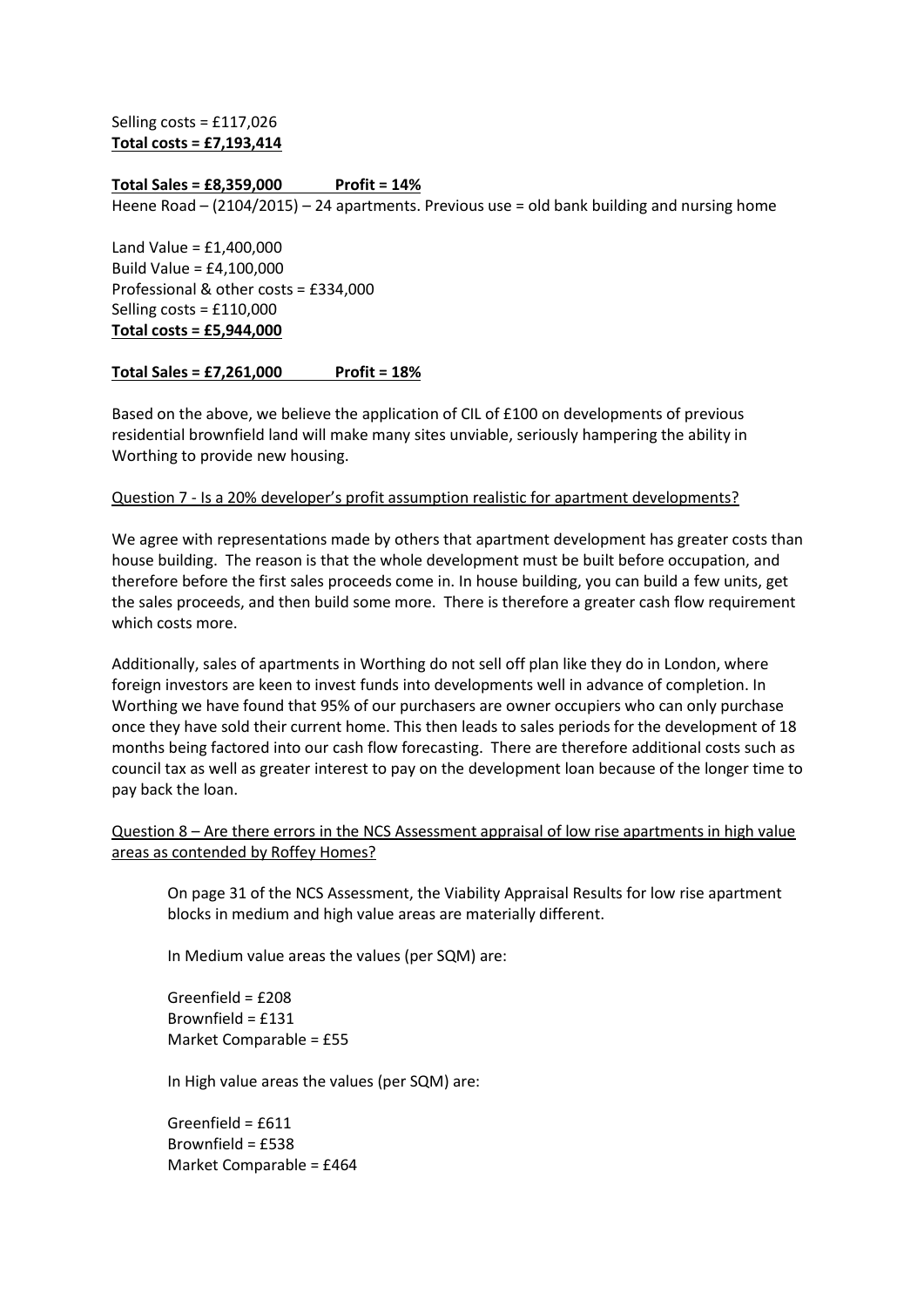Selling costs = £117,026
**<u>Total costs = £7,193,414</u>**

**<u>Total Sales = £8,359,000 Profit = 14%</u>**

Heene Road – (2104/2015) – 24 apartments. Previous use = old bank building and nursing home

Land Value = £1,400,000
Build Value = £4,100,000
Professional & other costs = £334,000
Selling costs = £110,000
**<u>Total costs = £5,944,000</u>**

**<u>Total Sales = £7,261,000 Profit = 18%</u>**

Based on the above, we believe the application of CIL of £100 on developments of previous residential brownfield land will make many sites unviable, seriously hampering the ability in Worthing to provide new housing.

<u>Question 7 - Is a 20% developer's profit assumption realistic for apartment developments?</u>

We agree with representations made by others that apartment development has greater costs than house building. The reason is that the whole development must be built before occupation, and therefore before the first sales proceeds come in. In house building, you can build a few units, get the sales proceeds, and then build some more. There is therefore a greater cash flow requirement which costs more.

Additionally, sales of apartments in Worthing do not sell off plan like they do in London, where foreign investors are keen to invest funds into developments well in advance of completion. In Worthing we have found that 95% of our purchasers are owner occupiers who can only purchase once they have sold their current home. This then leads to sales periods for the development of 18 months being factored into our cash flow forecasting. There are therefore additional costs such as council tax as well as greater interest to pay on the development loan because of the longer time to pay back the loan.

<u>Question 8 – Are there errors in the NCS Assessment appraisal of low rise apartments in high value areas as contended by Roffey Homes?</u>

> On page 31 of the NCS Assessment, the Viability Appraisal Results for low rise apartment blocks in medium and high value areas are materially different.
>
> In Medium value areas the values (per SQM) are:
>
> Greenfield = £208
> Brownfield = £131
> Market Comparable = £55
>
> In High value areas the values (per SQM) are:
>
> Greenfield = £611
> Brownfield = £538
> Market Comparable = £464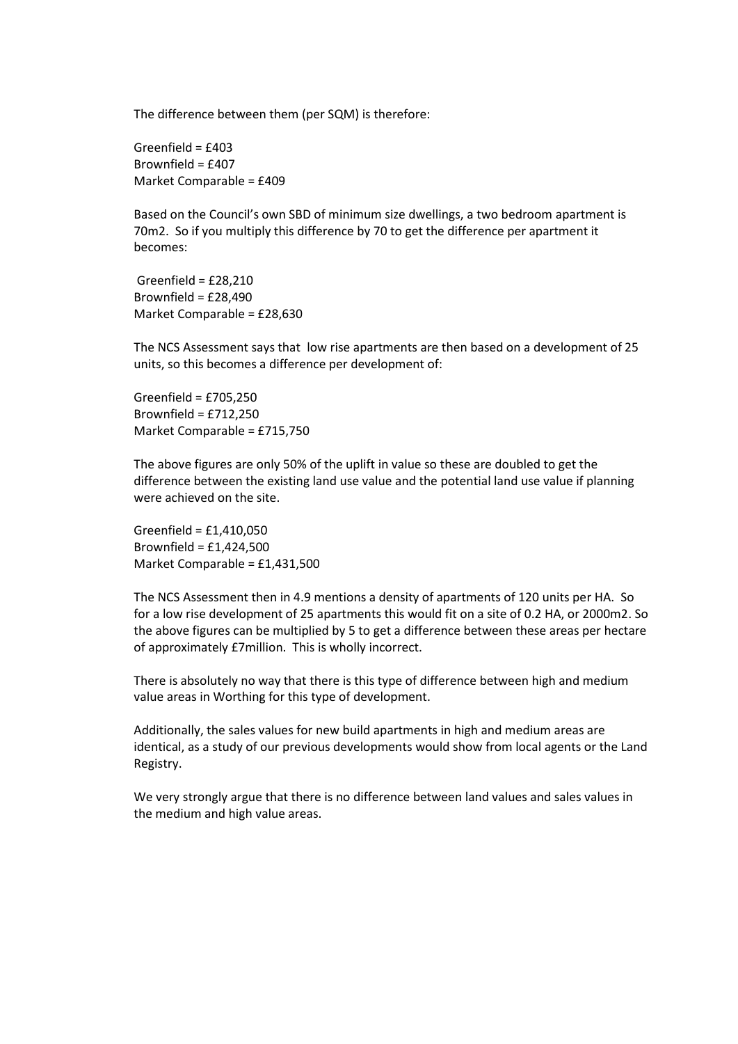The difference between them (per SQM) is therefore:

Greenfield = £403
Brownfield = £407
Market Comparable = £409

Based on the Council's own SBD of minimum size dwellings, a two bedroom apartment is 70m2. So if you multiply this difference by 70 to get the difference per apartment it becomes:

Greenfield = £28,210
Brownfield = £28,490
Market Comparable = £28,630

The NCS Assessment says that low rise apartments are then based on a development of 25 units, so this becomes a difference per development of:

Greenfield = £705,250
Brownfield = £712,250
Market Comparable = £715,750

The above figures are only 50% of the uplift in value so these are doubled to get the difference between the existing land use value and the potential land use value if planning were achieved on the site.

Greenfield = £1,410,050
Brownfield = £1,424,500
Market Comparable = £1,431,500

The NCS Assessment then in 4.9 mentions a density of apartments of 120 units per HA. So for a low rise development of 25 apartments this would fit on a site of 0.2 HA, or 2000m2. So the above figures can be multiplied by 5 to get a difference between these areas per hectare of approximately £7million. This is wholly incorrect.

There is absolutely no way that there is this type of difference between high and medium value areas in Worthing for this type of development.

Additionally, the sales values for new build apartments in high and medium areas are identical, as a study of our previous developments would show from local agents or the Land Registry.

We very strongly argue that there is no difference between land values and sales values in the medium and high value areas.